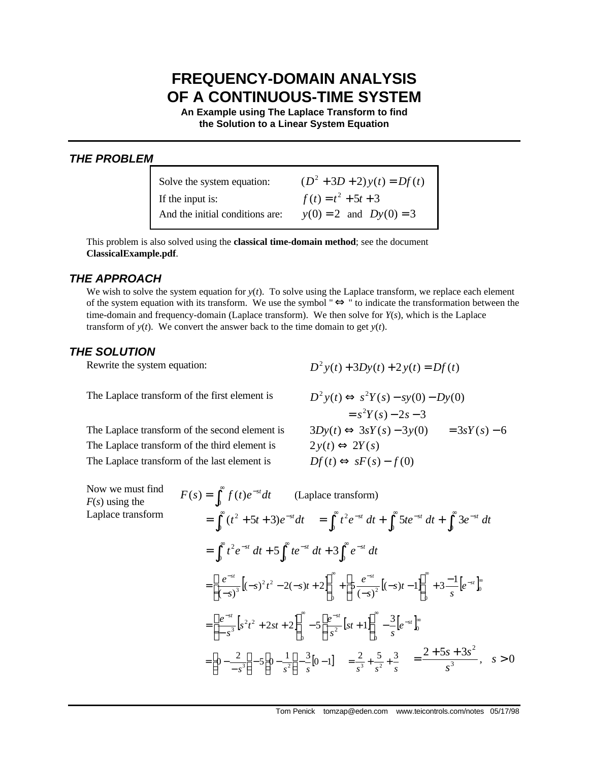# FREQUENCY-DOMAIN ANALYSIS OF A CONTINUOUS-TIME SYSTEM

**An Example using The Laplace Transform to find the Solution to a Linear System Equation**

## THE PROBLEM

| | |
|---|---|
| Solve the system equation: | $(D^2 + 3D + 2)y(t) = Df(t)$ |
| If the input is: | $f(t) = t^2 + 5t + 3$ |
| And the initial conditions are: | $y(0) = 2$ and $Dy(0) = 3$ |

This problem is also solved using the **classical time-domain method**; see the document **ClassicalExample.pdf**.

## THE APPROACH

We wish to solve the system equation for $y(t)$. To solve using the Laplace transform, we replace each element of the system equation with its transform. We use the symbol "$\Leftrightarrow$" to indicate the transformation between the time-domain and frequency-domain (Laplace transform). We then solve for $Y(s)$, which is the Laplace transform of $y(t)$. We convert the answer back to the time domain to get $y(t)$.

## THE SOLUTION

Rewrite the system equation:

$$D^2y(t) + 3Dy(t) + 2y(t) = Df(t)$$

The Laplace transform of the first element is

$$D^2y(t) \Leftrightarrow s^2Y(s) - sy(0) - Dy(0)$$
$$= s^2Y(s) - 2s - 3$$

The Laplace transform of the second element is

$$3Dy(t) \Leftrightarrow 3sY(s) - 3y(0) \quad = 3sY(s) - 6$$

The Laplace transform of the third element is

$$2y(t) \Leftrightarrow 2Y(s)$$

The Laplace transform of the last element is

$$Df(t) \Leftrightarrow sF(s) - f(0)$$

Now we must find $F(s)$ using the Laplace transform

$$F(s) = \int_0^\infty f(t)e^{-st}dt \qquad \text{(Laplace transform)}$$

$$= \int_0^\infty (t^2 + 5t + 3)e^{-st}dt \quad = \int_0^\infty t^2e^{-st}\,dt + \int_0^\infty 5te^{-st}\,dt + \int_0^\infty 3e^{-st}\,dt$$

$$= \int_0^\infty t^2e^{-st}\,dt + 5\int_0^\infty te^{-st}\,dt + 3\int_0^\infty e^{-st}\,dt$$

$$= \left[\frac{e^{-st}}{(-s)^3}\left[(-s)^2t^2 - 2(-s)t + 2\right]\right]_0^\infty + \left[5\frac{e^{-st}}{(-s)^2}\left[(-s)t - 1\right]\right]_0^\infty + 3\frac{-1}{s}\left[e^{-st}\right]_0^\infty$$

$$= \left[\frac{e^{-st}}{-s^3}\left[s^2t^2 + 2st + 2\right]\right]_0^\infty - 5\left[\frac{e^{-st}}{s^2}\left[st + 1\right]\right]_0^\infty - \frac{3}{s}\left[e^{-st}\right]_0^\infty$$

$$= \left(0 - \frac{2}{-s^3}\right) - 5\left(0 - \frac{1}{s^2}\right) - \frac{3}{s}\left[0 - 1\right] \quad = \frac{2}{s^3} + \frac{5}{s^2} + \frac{3}{s} \quad = \frac{2 + 5s + 3s^2}{s^3}, \quad s > 0$$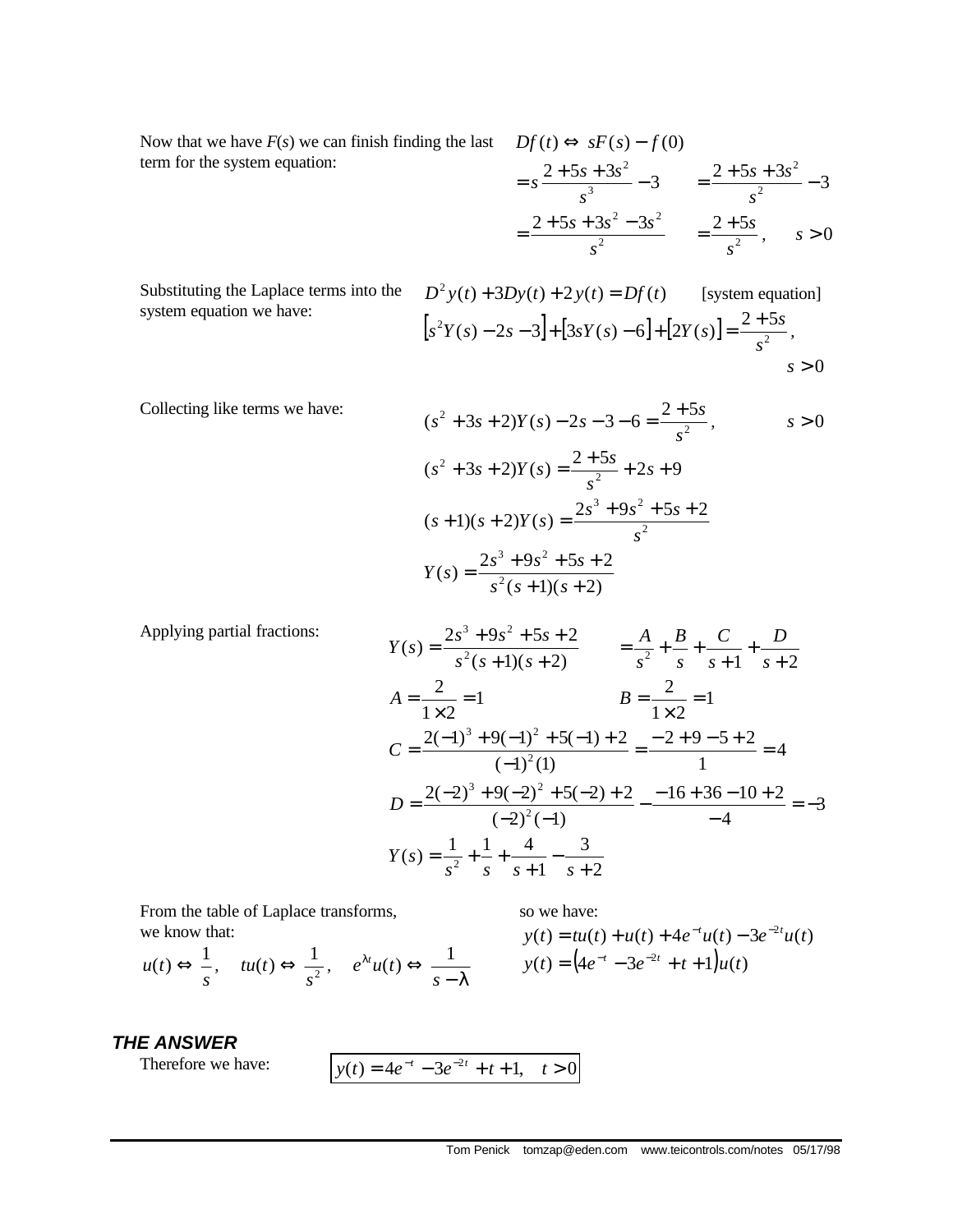Now that we have $F(s)$ we can finish finding the last term for the system equation:

$$Df(t) \Leftrightarrow sF(s) - f(0)$$
$$= s\frac{2+5s+3s^2}{s^3} - 3 \qquad = \frac{2+5s+3s^2}{s^2} - 3$$
$$= \frac{2+5s+3s^2-3s^2}{s^2} \qquad = \frac{2+5s}{s^2}, \quad s > 0$$

Substituting the Laplace terms into the system equation we have:

$$D^2y(t) + 3Dy(t) + 2y(t) = Df(t) \qquad \text{[system equation]}$$
$$\left[s^2Y(s) - 2s - 3\right] + \left[3sY(s) - 6\right] + \left[2Y(s)\right] = \frac{2+5s}{s^2}, \quad s > 0$$

Collecting like terms we have:

$$(s^2+3s+2)Y(s) - 2s - 3 - 6 = \frac{2+5s}{s^2}, \qquad s > 0$$
$$(s^2+3s+2)Y(s) = \frac{2+5s}{s^2} + 2s + 9$$
$$(s+1)(s+2)Y(s) = \frac{2s^3+9s^2+5s+2}{s^2}$$
$$Y(s) = \frac{2s^3+9s^2+5s+2}{s^2(s+1)(s+2)}$$

Applying partial fractions:

$$Y(s) = \frac{2s^3+9s^2+5s+2}{s^2(s+1)(s+2)} \qquad = \frac{A}{s^2} + \frac{B}{s} + \frac{C}{s+1} + \frac{D}{s+2}$$
$$A = \frac{2}{1\times 2} = 1 \qquad B = \frac{2}{1\times 2} = 1$$
$$C = \frac{2(-1)^3+9(-1)^2+5(-1)+2}{(-1)^2(1)} = \frac{-2+9-5+2}{1} = 4$$
$$D = \frac{2(-2)^3+9(-2)^2+5(-2)+2}{(-2)^2(-1)} - \frac{-16+36-10+2}{-4} = -3$$
$$Y(s) = \frac{1}{s^2} + \frac{1}{s} + \frac{4}{s+1} - \frac{3}{s+2}$$

From the table of Laplace transforms, we know that:

$$u(t) \Leftrightarrow \frac{1}{s}, \quad tu(t) \Leftrightarrow \frac{1}{s^2}, \quad e^{\lambda t}u(t) \Leftrightarrow \frac{1}{s-\lambda}$$

so we have:

$$y(t) = tu(t) + u(t) + 4e^{-t}u(t) - 3e^{-2t}u(t)$$
$$y(t) = \left(4e^{-t} - 3e^{-2t} + t + 1\right)u(t)$$

### *THE ANSWER*

Therefore we have:

$$\boxed{y(t) = 4e^{-t} - 3e^{-2t} + t + 1, \quad t > 0}$$

Tom Penick tomzap@eden.com www.teicontrols.com/notes 05/17/98